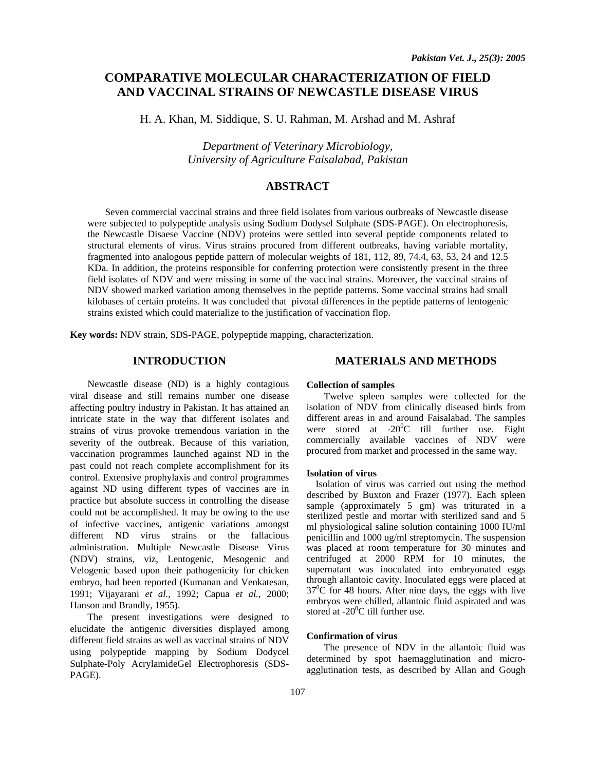# COMPARATIVE MOLECULAR CHARACTERIZATION OF FIELD AND VACCINAL STRAINS OF NEWCASTLE DISEASE VIRUS

H. A. Khan, M. Siddique, S. U. Rahman, M. Arshad and M. Ashraf

*Department of Veterinary Microbiology,*
*University of Agriculture Faisalabad, Pakistan*

## ABSTRACT

Seven commercial vaccinal strains and three field isolates from various outbreaks of Newcastle disease were subjected to polypeptide analysis using Sodium Dodysel Sulphate (SDS-PAGE). On electrophoresis, the Newcastle Disaese Vaccine (NDV) proteins were settled into several peptide components related to structural elements of virus. Virus strains procured from different outbreaks, having variable mortality, fragmented into analogous peptide pattern of molecular weights of 181, 112, 89, 74.4, 63, 53, 24 and 12.5 KDa. In addition, the proteins responsible for conferring protection were consistently present in the three field isolates of NDV and were missing in some of the vaccinal strains. Moreover, the vaccinal strains of NDV showed marked variation among themselves in the peptide patterns. Some vaccinal strains had small kilobases of certain proteins. It was concluded that pivotal differences in the peptide patterns of lentogenic strains existed which could materialize to the justification of vaccination flop.

**Key words:** NDV strain, SDS-PAGE, polypeptide mapping, characterization.

## INTRODUCTION

Newcastle disease (ND) is a highly contagious viral disease and still remains number one disease affecting poultry industry in Pakistan. It has attained an intricate state in the way that different isolates and strains of virus provoke tremendous variation in the severity of the outbreak. Because of this variation, vaccination programmes launched against ND in the past could not reach complete accomplishment for its control. Extensive prophylaxis and control programmes against ND using different types of vaccines are in practice but absolute success in controlling the disease could not be accomplished. It may be owing to the use of infective vaccines, antigenic variations amongst different ND virus strains or the fallacious administration. Multiple Newcastle Disease Virus (NDV) strains, viz, Lentogenic, Mesogenic and Velogenic based upon their pathogenicity for chicken embryo, had been reported (Kumanan and Venkatesan, 1991; Vijayarani *et al.*, 1992; Capua *et al.*, 2000; Hanson and Brandly, 1955).

The present investigations were designed to elucidate the antigenic diversities displayed among different field strains as well as vaccinal strains of NDV using polypeptide mapping by Sodium Dodycel Sulphate-Poly AcrylamideGel Electrophoresis (SDS-PAGE).

## MATERIALS AND METHODS

### Collection of samples

Twelve spleen samples were collected for the isolation of NDV from clinically diseased birds from different areas in and around Faisalabad. The samples were stored at -20$^0$C till further use. Eight commercially available vaccines of NDV were procured from market and processed in the same way.

### Isolation of virus

Isolation of virus was carried out using the method described by Buxton and Frazer (1977). Each spleen sample (approximately 5 gm) was triturated in a sterilized pestle and mortar with sterilized sand and 5 ml physiological saline solution containing 1000 IU/ml penicillin and 1000 ug/ml streptomycin. The suspension was placed at room temperature for 30 minutes and centrifuged at 2000 RPM for 10 minutes, the supernatant was inoculated into embryonated eggs through allantoic cavity. Inoculated eggs were placed at 37$^0$C for 48 hours. After nine days, the eggs with live embryos were chilled, allantoic fluid aspirated and was stored at -20$^0$C till further use.

### Confirmation of virus

The presence of NDV in the allantoic fluid was determined by spot haemagglutination and micro-agglutination tests, as described by Allan and Gough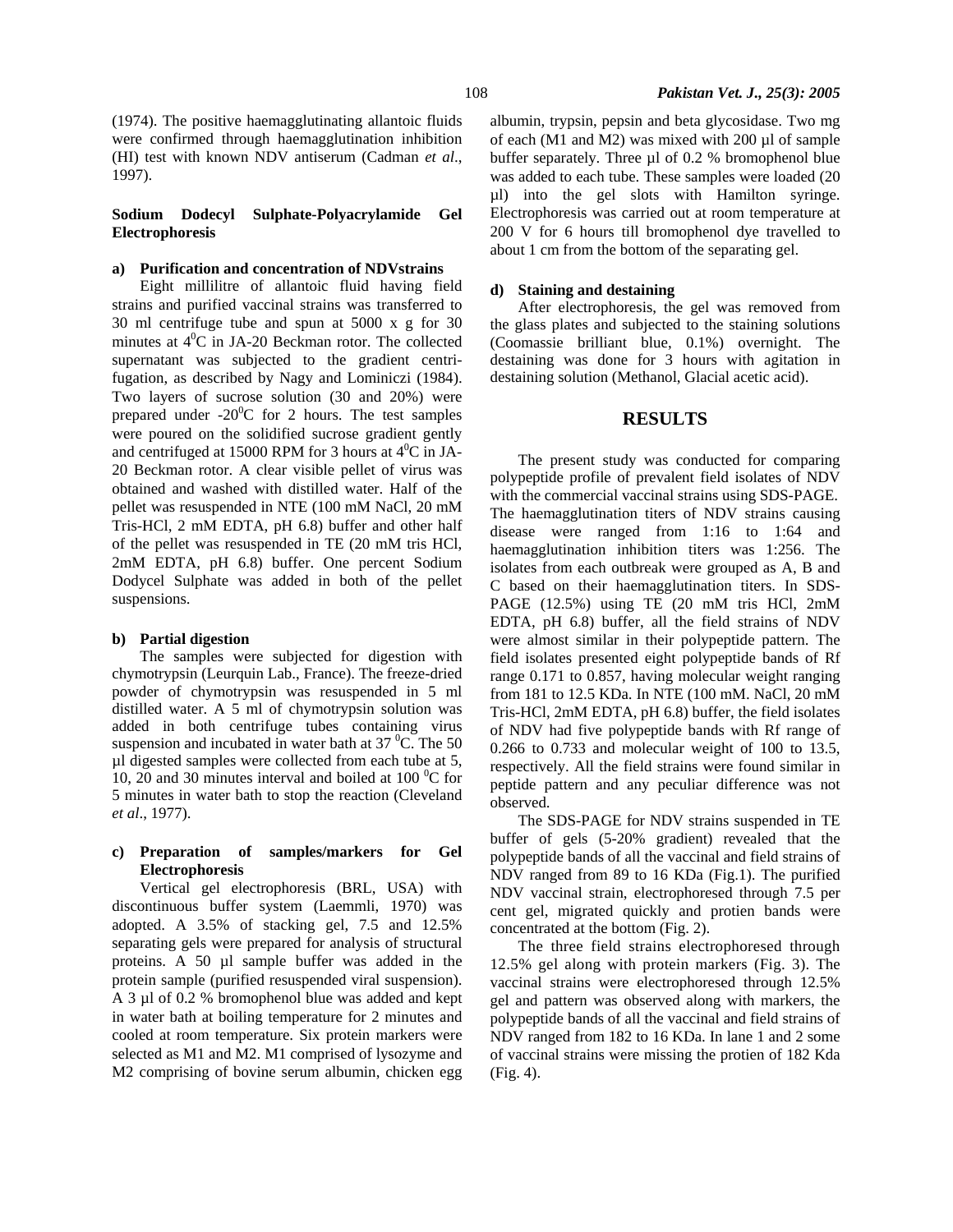(1974). The positive haemagglutinating allantoic fluids were confirmed through haemagglutination inhibition (HI) test with known NDV antiserum (Cadman *et al*., 1997).

### Sodium Dodecyl Sulphate-Polyacrylamide Gel Electrophoresis

**a) Purification and concentration of NDVstrains**

Eight millilitre of allantoic fluid having field strains and purified vaccinal strains was transferred to 30 ml centrifuge tube and spun at 5000 x g for 30 minutes at $4^0$C in JA-20 Beckman rotor. The collected supernatant was subjected to the gradient centrifugation, as described by Nagy and Lominiczi (1984). Two layers of sucrose solution (30 and 20%) were prepared under -$20^0$C for 2 hours. The test samples were poured on the solidified sucrose gradient gently and centrifuged at 15000 RPM for 3 hours at $4^0$C in JA-20 Beckman rotor. A clear visible pellet of virus was obtained and washed with distilled water. Half of the pellet was resuspended in NTE (100 mM NaCl, 20 mM Tris-HCl, 2 mM EDTA, pH 6.8) buffer and other half of the pellet was resuspended in TE (20 mM tris HCl, 2mM EDTA, pH 6.8) buffer. One percent Sodium Dodycel Sulphate was added in both of the pellet suspensions.

**b) Partial digestion**

The samples were subjected for digestion with chymotrypsin (Leurquin Lab., France). The freeze-dried powder of chymotrypsin was resuspended in 5 ml distilled water. A 5 ml of chymotrypsin solution was added in both centrifuge tubes containing virus suspension and incubated in water bath at 37 $^0$C. The 50 µl digested samples were collected from each tube at 5, 10, 20 and 30 minutes interval and boiled at 100 $^0$C for 5 minutes in water bath to stop the reaction (Cleveland *et al*., 1977).

**c) Preparation of samples/markers for Gel Electrophoresis**

Vertical gel electrophoresis (BRL, USA) with discontinuous buffer system (Laemmli, 1970) was adopted. A 3.5% of stacking gel, 7.5 and 12.5% separating gels were prepared for analysis of structural proteins. A 50 µl sample buffer was added in the protein sample (purified resuspended viral suspension). A 3 µl of 0.2 % bromophenol blue was added and kept in water bath at boiling temperature for 2 minutes and cooled at room temperature. Six protein markers were selected as M1 and M2. M1 comprised of lysozyme and M2 comprising of bovine serum albumin, chicken egg albumin, trypsin, pepsin and beta glycosidase. Two mg of each (M1 and M2) was mixed with 200 µl of sample buffer separately. Three µl of 0.2 % bromophenol blue was added to each tube. These samples were loaded (20 µl) into the gel slots with Hamilton syringe. Electrophoresis was carried out at room temperature at 200 V for 6 hours till bromophenol dye travelled to about 1 cm from the bottom of the separating gel.

**d) Staining and destaining**

After electrophoresis, the gel was removed from the glass plates and subjected to the staining solutions (Coomassie brilliant blue, 0.1%) overnight. The destaining was done for 3 hours with agitation in destaining solution (Methanol, Glacial acetic acid).

## RESULTS

The present study was conducted for comparing polypeptide profile of prevalent field isolates of NDV with the commercial vaccinal strains using SDS-PAGE. The haemagglutination titers of NDV strains causing disease were ranged from 1:16 to 1:64 and haemagglutination inhibition titers was 1:256. The isolates from each outbreak were grouped as A, B and C based on their haemagglutination titers. In SDS-PAGE (12.5%) using TE (20 mM tris HCl, 2mM EDTA, pH 6.8) buffer, all the field strains of NDV were almost similar in their polypeptide pattern. The field isolates presented eight polypeptide bands of Rf range 0.171 to 0.857, having molecular weight ranging from 181 to 12.5 KDa. In NTE (100 mM. NaCl, 20 mM Tris-HCl, 2mM EDTA, pH 6.8) buffer, the field isolates of NDV had five polypeptide bands with Rf range of 0.266 to 0.733 and molecular weight of 100 to 13.5, respectively. All the field strains were found similar in peptide pattern and any peculiar difference was not observed.

The SDS-PAGE for NDV strains suspended in TE buffer of gels (5-20% gradient) revealed that the polypeptide bands of all the vaccinal and field strains of NDV ranged from 89 to 16 KDa (Fig.1). The purified NDV vaccinal strain, electrophoresed through 7.5 per cent gel, migrated quickly and protien bands were concentrated at the bottom (Fig. 2).

The three field strains electrophoresed through 12.5% gel along with protein markers (Fig. 3). The vaccinal strains were electrophoresed through 12.5% gel and pattern was observed along with markers, the polypeptide bands of all the vaccinal and field strains of NDV ranged from 182 to 16 KDa. In lane 1 and 2 some of vaccinal strains were missing the protien of 182 Kda (Fig. 4).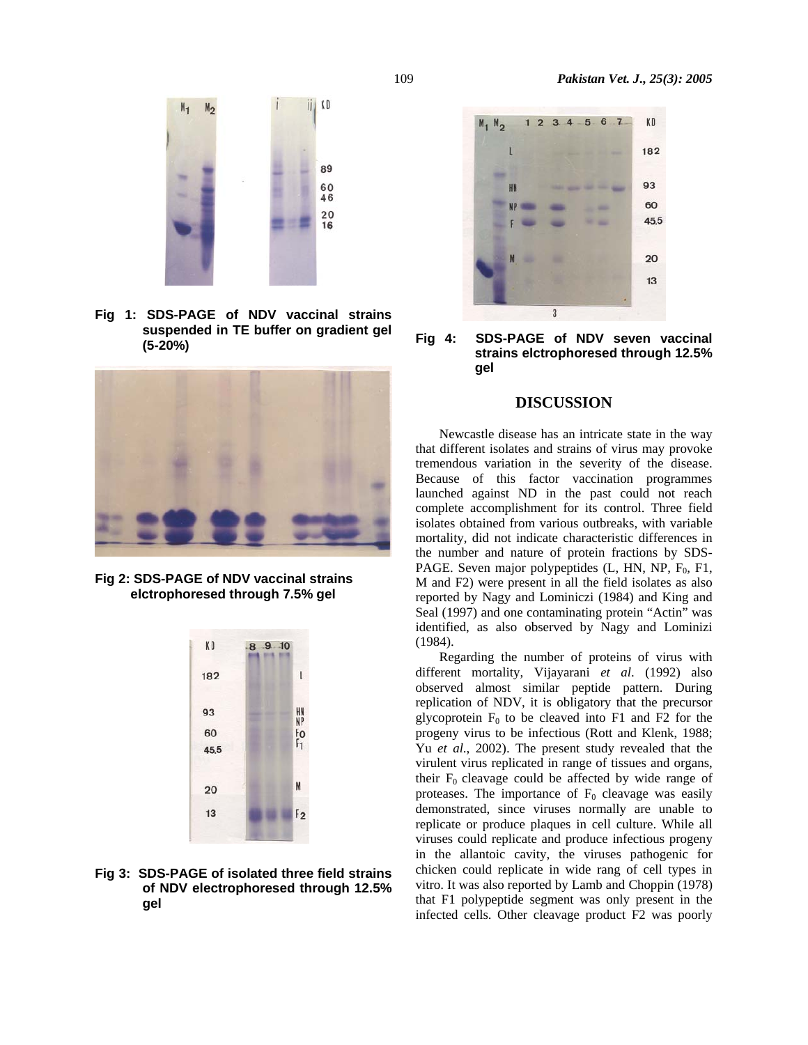**Fig 1: SDS-PAGE of NDV vaccinal strains suspended in TE buffer on gradient gel (5-20%)**

**Fig 2: SDS-PAGE of NDV vaccinal strains elctrophoresed through 7.5% gel**

**Fig 3: SDS-PAGE of isolated three field strains of NDV electrophoresed through 12.5% gel**

**Fig 4: SDS-PAGE of NDV seven vaccinal strains elctrophoresed through 12.5% gel**

## DISCUSSION

Newcastle disease has an intricate state in the way that different isolates and strains of virus may provoke tremendous variation in the severity of the disease. Because of this factor vaccination programmes launched against ND in the past could not reach complete accomplishment for its control. Three field isolates obtained from various outbreaks, with variable mortality, did not indicate characteristic differences in the number and nature of protein fractions by SDS-PAGE. Seven major polypeptides (L, HN, NP, $F_0$, F1, M and F2) were present in all the field isolates as also reported by Nagy and Lominiczi (1984) and King and Seal (1997) and one contaminating protein "Actin" was identified, as also observed by Nagy and Lominizi (1984).

Regarding the number of proteins of virus with different mortality, Vijayarani *et al*. (1992) also observed almost similar peptide pattern. During replication of NDV, it is obligatory that the precursor glycoprotein $F_0$ to be cleaved into F1 and F2 for the progeny virus to be infectious (Rott and Klenk, 1988; Yu *et al*., 2002). The present study revealed that the virulent virus replicated in range of tissues and organs, their $F_0$ cleavage could be affected by wide range of proteases. The importance of $F_0$ cleavage was easily demonstrated, since viruses normally are unable to replicate or produce plaques in cell culture. While all viruses could replicate and produce infectious progeny in the allantoic cavity, the viruses pathogenic for chicken could replicate in wide rang of cell types in vitro. It was also reported by Lamb and Choppin (1978) that F1 polypeptide segment was only present in the infected cells. Other cleavage product F2 was poorly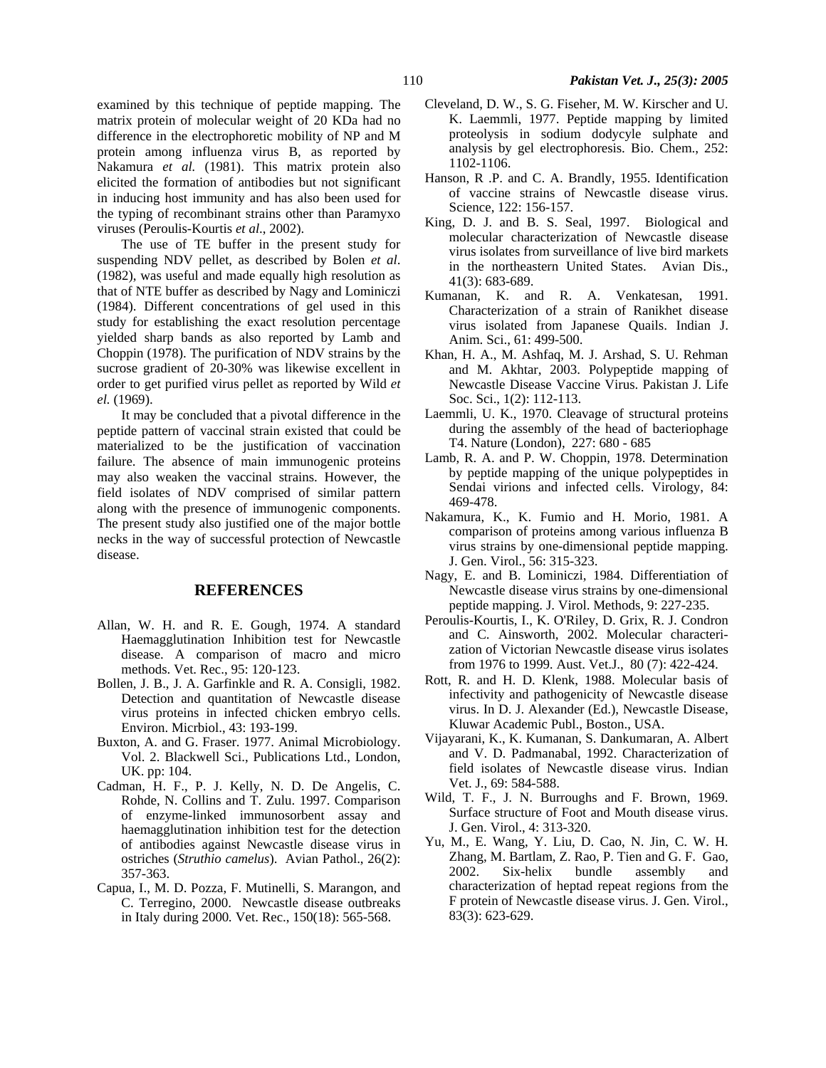examined by this technique of peptide mapping. The matrix protein of molecular weight of 20 KDa had no difference in the electrophoretic mobility of NP and M protein among influenza virus B, as reported by Nakamura *et al.* (1981). This matrix protein also elicited the formation of antibodies but not significant in inducing host immunity and has also been used for the typing of recombinant strains other than Paramyxo viruses (Peroulis-Kourtis *et al*., 2002).

The use of TE buffer in the present study for suspending NDV pellet, as described by Bolen *et al*. (1982), was useful and made equally high resolution as that of NTE buffer as described by Nagy and Lominiczi (1984). Different concentrations of gel used in this study for establishing the exact resolution percentage yielded sharp bands as also reported by Lamb and Choppin (1978). The purification of NDV strains by the sucrose gradient of 20-30% was likewise excellent in order to get purified virus pellet as reported by Wild *et el.* (1969).

It may be concluded that a pivotal difference in the peptide pattern of vaccinal strain existed that could be materialized to be the justification of vaccination failure. The absence of main immunogenic proteins may also weaken the vaccinal strains. However, the field isolates of NDV comprised of similar pattern along with the presence of immunogenic components. The present study also justified one of the major bottle necks in the way of successful protection of Newcastle disease.

## REFERENCES

Allan, W. H. and R. E. Gough, 1974. A standard Haemagglutination Inhibition test for Newcastle disease. A comparison of macro and micro methods. Vet. Rec., 95: 120-123.

Bollen, J. B., J. A. Garfinkle and R. A. Consigli, 1982. Detection and quantitation of Newcastle disease virus proteins in infected chicken embryo cells. Environ. Micrbiol., 43: 193-199.

Buxton, A. and G. Fraser. 1977. Animal Microbiology. Vol. 2. Blackwell Sci., Publications Ltd., London, UK. pp: 104.

Cadman, H. F., P. J. Kelly, N. D. De Angelis, C. Rohde, N. Collins and T. Zulu. 1997. Comparison of enzyme-linked immunosorbent assay and haemagglutination inhibition test for the detection of antibodies against Newcastle disease virus in ostriches (*Struthio camelus*). Avian Pathol., 26(2): 357-363.

Capua, I., M. D. Pozza, F. Mutinelli, S. Marangon, and C. Terregino, 2000. Newcastle disease outbreaks in Italy during 2000. Vet. Rec., 150(18): 565-568.

Cleveland, D. W., S. G. Fiseher, M. W. Kirscher and U. K. Laemmli, 1977. Peptide mapping by limited proteolysis in sodium dodycyle sulphate and analysis by gel electrophoresis. Bio. Chem., 252: 1102-1106.

Hanson, R .P. and C. A. Brandly, 1955. Identification of vaccine strains of Newcastle disease virus. Science, 122: 156-157.

King, D. J. and B. S. Seal, 1997. Biological and molecular characterization of Newcastle disease virus isolates from surveillance of live bird markets in the northeastern United States. Avian Dis., 41(3): 683-689.

Kumanan, K. and R. A. Venkatesan, 1991. Characterization of a strain of Ranikhet disease virus isolated from Japanese Quails. Indian J. Anim. Sci., 61: 499-500.

Khan, H. A., M. Ashfaq, M. J. Arshad, S. U. Rehman and M. Akhtar, 2003. Polypeptide mapping of Newcastle Disease Vaccine Virus. Pakistan J. Life Soc. Sci., 1(2): 112-113.

Laemmli, U. K., 1970. Cleavage of structural proteins during the assembly of the head of bacteriophage T4. Nature (London), 227: 680 - 685

Lamb, R. A. and P. W. Choppin, 1978. Determination by peptide mapping of the unique polypeptides in Sendai virions and infected cells. Virology, 84: 469-478.

Nakamura, K., K. Fumio and H. Morio, 1981. A comparison of proteins among various influenza B virus strains by one-dimensional peptide mapping. J. Gen. Virol., 56: 315-323.

Nagy, E. and B. Lominiczi, 1984. Differentiation of Newcastle disease virus strains by one-dimensional peptide mapping. J. Virol. Methods, 9: 227-235.

Peroulis-Kourtis, I., K. O'Riley, D. Grix, R. J. Condron and C. Ainsworth, 2002. Molecular characterization of Victorian Newcastle disease virus isolates from 1976 to 1999. Aust. Vet.J., 80 (7): 422-424.

Rott, R. and H. D. Klenk, 1988. Molecular basis of infectivity and pathogenicity of Newcastle disease virus. In D. J. Alexander (Ed.), Newcastle Disease, Kluwar Academic Publ., Boston., USA.

Vijayarani, K., K. Kumanan, S. Dankumaran, A. Albert and V. D. Padmanabal, 1992. Characterization of field isolates of Newcastle disease virus. Indian Vet. J., 69: 584-588.

Wild, T. F., J. N. Burroughs and F. Brown, 1969. Surface structure of Foot and Mouth disease virus. J. Gen. Virol., 4: 313-320.

Yu, M., E. Wang, Y. Liu, D. Cao, N. Jin, C. W. H. Zhang, M. Bartlam, Z. Rao, P. Tien and G. F. Gao, 2002. Six-helix bundle assembly and characterization of heptad repeat regions from the F protein of Newcastle disease virus. J. Gen. Virol., 83(3): 623-629.